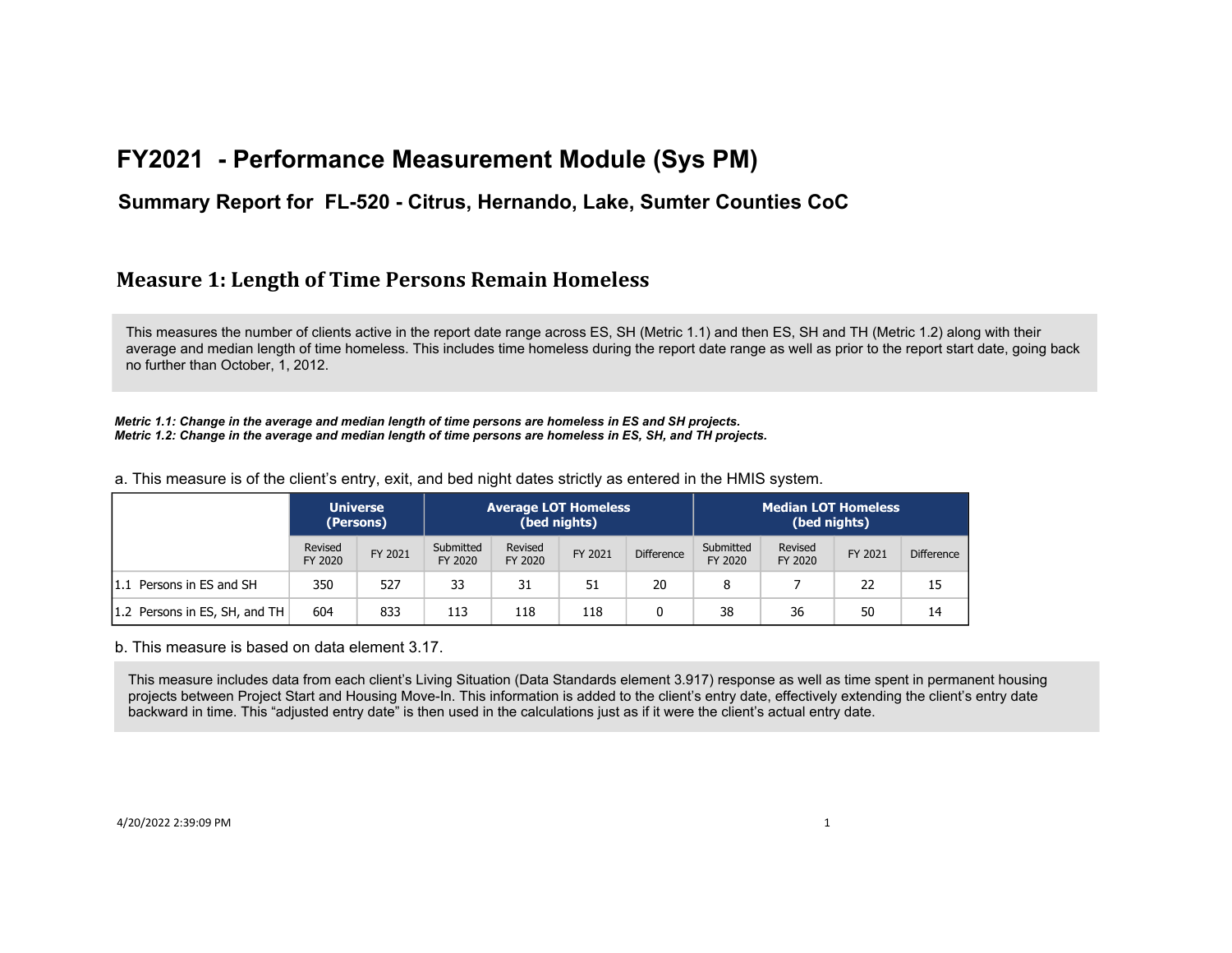# FY2021 - Performance Measurement Module (Sys PM)

## Summary Report for FL-520 - Citrus, Hernando, Lake, Sumter Counties CoC

## Measure 1: Length of Time Persons Remain Homeless

This measures the number of clients active in the report date range across ES, SH (Metric 1.1) and then ES, SH and TH (Metric 1.2) along with their average and median length of time homeless. This includes time homeless during the report date range as well as prior to the report start date, going back no further than October, 1, 2012.

***Metric 1.1: Change in the average and median length of time persons are homeless in ES and SH projects.***
***Metric 1.2: Change in the average and median length of time persons are homeless in ES, SH, and TH projects.***

a. This measure is of the client's entry, exit, and bed night dates strictly as entered in the HMIS system.

| | Universe (Persons) | | Average LOT Homeless (bed nights) | | | | Median LOT Homeless (bed nights) | | | |
|---|---|---|---|---|---|---|---|---|---|---|
| | Revised FY 2020 | FY 2021 | Submitted FY 2020 | Revised FY 2020 | FY 2021 | Difference | Submitted FY 2020 | Revised FY 2020 | FY 2021 | Difference |
| 1.1 Persons in ES and SH | 350 | 527 | 33 | 31 | 51 | 20 | 8 | 7 | 22 | 15 |
| 1.2 Persons in ES, SH, and TH | 604 | 833 | 113 | 118 | 118 | 0 | 38 | 36 | 50 | 14 |

b. This measure is based on data element 3.17.

This measure includes data from each client's Living Situation (Data Standards element 3.917) response as well as time spent in permanent housing projects between Project Start and Housing Move-In. This information is added to the client's entry date, effectively extending the client's entry date backward in time. This "adjusted entry date" is then used in the calculations just as if it were the client's actual entry date.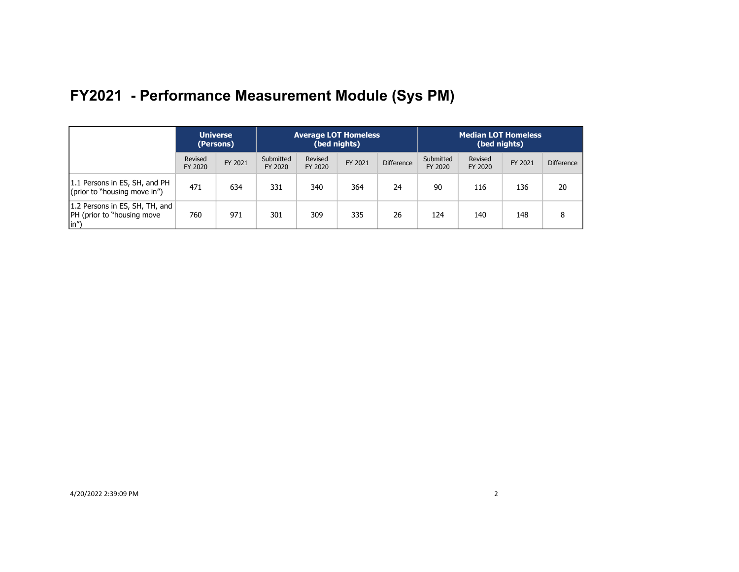# FY2021 - Performance Measurement Module (Sys PM)

| | Universe (Persons) | | Average LOT Homeless (bed nights) | | | | Median LOT Homeless (bed nights) | | | |
|---|---|---|---|---|---|---|---|---|---|---|
| | Revised FY 2020 | FY 2021 | Submitted FY 2020 | Revised FY 2020 | FY 2021 | Difference | Submitted FY 2020 | Revised FY 2020 | FY 2021 | Difference |
| 1.1 Persons in ES, SH, and PH (prior to "housing move in") | 471 | 634 | 331 | 340 | 364 | 24 | 90 | 116 | 136 | 20 |
| 1.2 Persons in ES, SH, TH, and PH (prior to "housing move in") | 760 | 971 | 301 | 309 | 335 | 26 | 124 | 140 | 148 | 8 |

4/20/2022 2:39:09 PM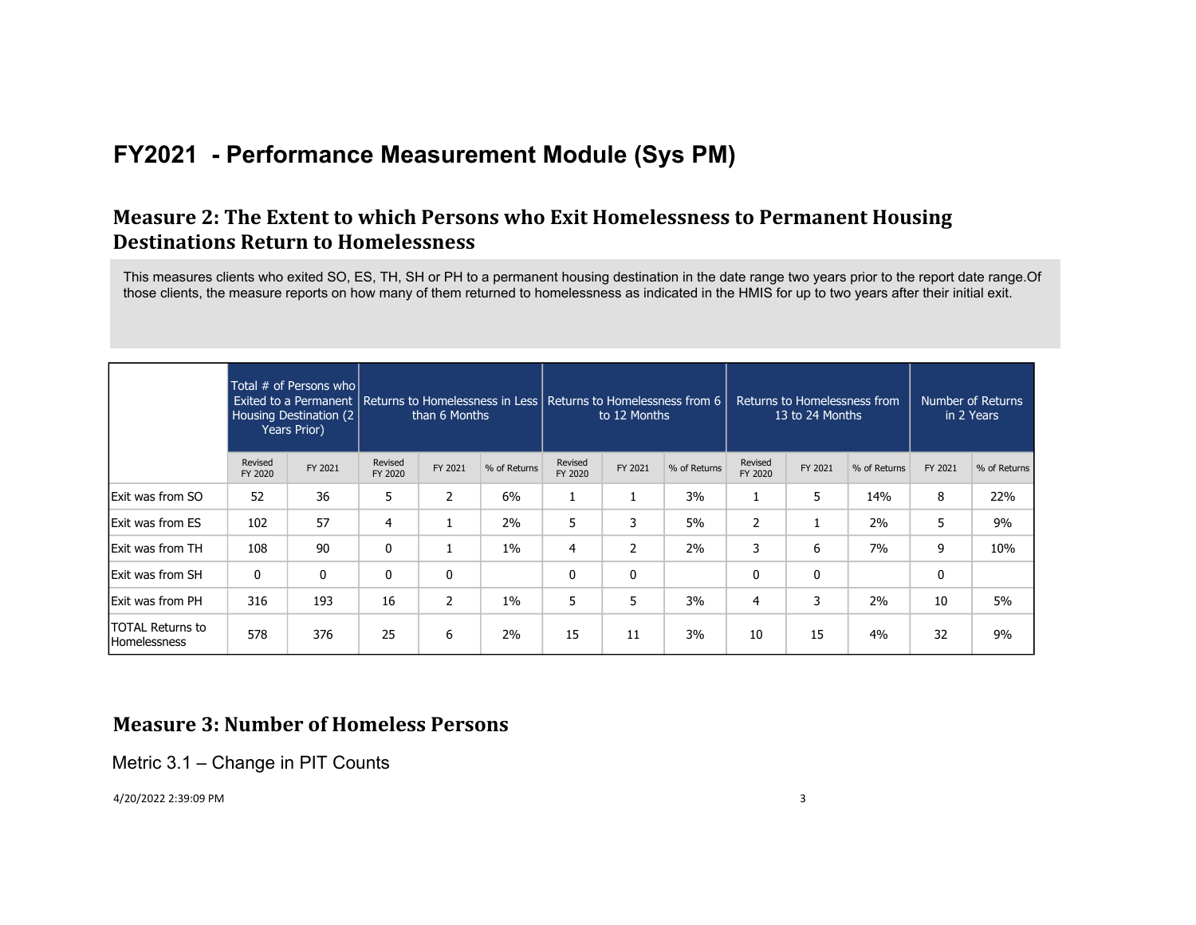# FY2021 - Performance Measurement Module (Sys PM)

## Measure 2: The Extent to which Persons who Exit Homelessness to Permanent Housing Destinations Return to Homelessness

This measures clients who exited SO, ES, TH, SH or PH to a permanent housing destination in the date range two years prior to the report date range.Of those clients, the measure reports on how many of them returned to homelessness as indicated in the HMIS for up to two years after their initial exit.

| | Total # of Persons who Exited to a Permanent Housing Destination (2 Years Prior) | | Returns to Homelessness in Less than 6 Months | | | Returns to Homelessness from 6 to 12 Months | | | Returns to Homelessness from 13 to 24 Months | | | Number of Returns in 2 Years | |
|---|---|---|---|---|---|---|---|---|---|---|---|---|---|
| | Revised FY 2020 | FY 2021 | Revised FY 2020 | FY 2021 | % of Returns | Revised FY 2020 | FY 2021 | % of Returns | Revised FY 2020 | FY 2021 | % of Returns | FY 2021 | % of Returns |
| Exit was from SO | 52 | 36 | 5 | 2 | 6% | 1 | 1 | 3% | 1 | 5 | 14% | 8 | 22% |
| Exit was from ES | 102 | 57 | 4 | 1 | 2% | 5 | 3 | 5% | 2 | 1 | 2% | 5 | 9% |
| Exit was from TH | 108 | 90 | 0 | 1 | 1% | 4 | 2 | 2% | 3 | 6 | 7% | 9 | 10% |
| Exit was from SH | 0 | 0 | 0 | 0 | | 0 | 0 | | 0 | 0 | | 0 | |
| Exit was from PH | 316 | 193 | 16 | 2 | 1% | 5 | 5 | 3% | 4 | 3 | 2% | 10 | 5% |
| TOTAL Returns to Homelessness | 578 | 376 | 25 | 6 | 2% | 15 | 11 | 3% | 10 | 15 | 4% | 32 | 9% |

## Measure 3: Number of Homeless Persons

Metric 3.1 – Change in PIT Counts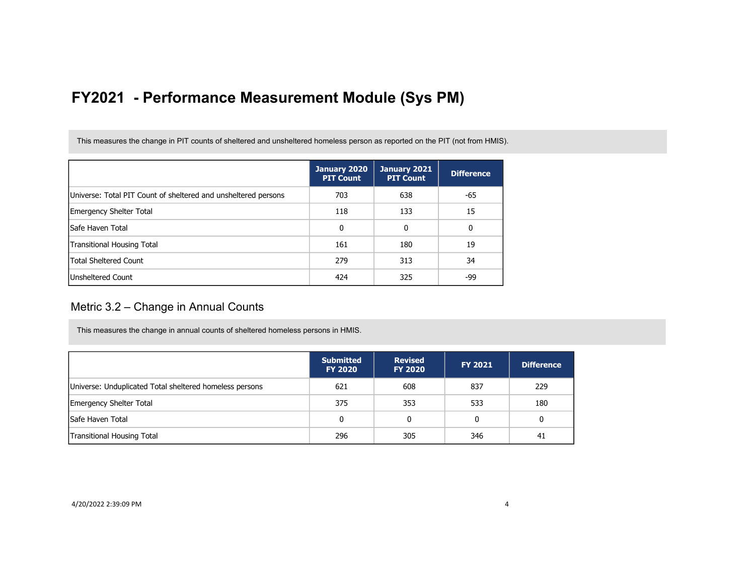# FY2021 - Performance Measurement Module (Sys PM)

This measures the change in PIT counts of sheltered and unsheltered homeless person as reported on the PIT (not from HMIS).

| | January 2020 PIT Count | January 2021 PIT Count | Difference |
|---|---|---|---|
| Universe: Total PIT Count of sheltered and unsheltered persons | 703 | 638 | -65 |
| Emergency Shelter Total | 118 | 133 | 15 |
| Safe Haven Total | 0 | 0 | 0 |
| Transitional Housing Total | 161 | 180 | 19 |
| Total Sheltered Count | 279 | 313 | 34 |
| Unsheltered Count | 424 | 325 | -99 |

## Metric 3.2 – Change in Annual Counts

This measures the change in annual counts of sheltered homeless persons in HMIS.

| | Submitted FY 2020 | Revised FY 2020 | FY 2021 | Difference |
|---|---|---|---|---|
| Universe: Unduplicated Total sheltered homeless persons | 621 | 608 | 837 | 229 |
| Emergency Shelter Total | 375 | 353 | 533 | 180 |
| Safe Haven Total | 0 | 0 | 0 | 0 |
| Transitional Housing Total | 296 | 305 | 346 | 41 |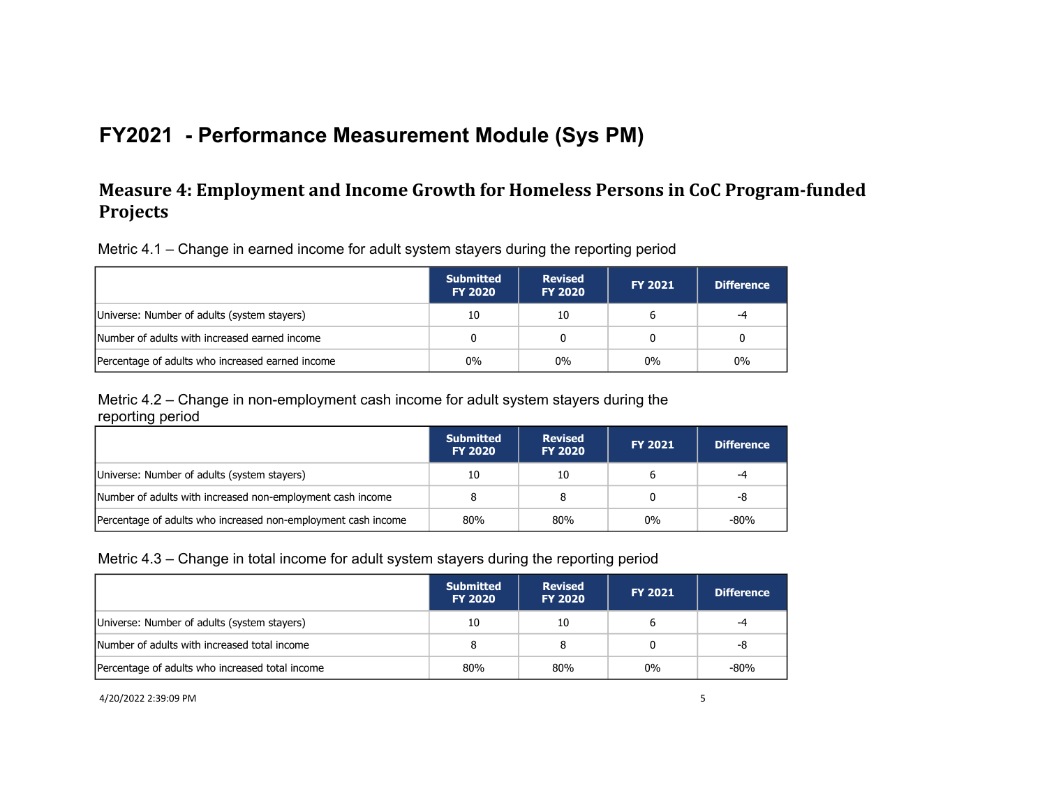# FY2021 - Performance Measurement Module (Sys PM)

## Measure 4: Employment and Income Growth for Homeless Persons in CoC Program-funded Projects

Metric 4.1 – Change in earned income for adult system stayers during the reporting period

| | Submitted FY 2020 | Revised FY 2020 | FY 2021 | Difference |
|---|---|---|---|---|
| Universe: Number of adults (system stayers) | 10 | 10 | 6 | -4 |
| Number of adults with increased earned income | 0 | 0 | 0 | 0 |
| Percentage of adults who increased earned income | 0% | 0% | 0% | 0% |

Metric 4.2 – Change in non-employment cash income for adult system stayers during the reporting period

| | Submitted FY 2020 | Revised FY 2020 | FY 2021 | Difference |
|---|---|---|---|---|
| Universe: Number of adults (system stayers) | 10 | 10 | 6 | -4 |
| Number of adults with increased non-employment cash income | 8 | 8 | 0 | -8 |
| Percentage of adults who increased non-employment cash income | 80% | 80% | 0% | -80% |

Metric 4.3 – Change in total income for adult system stayers during the reporting period

| | Submitted FY 2020 | Revised FY 2020 | FY 2021 | Difference |
|---|---|---|---|---|
| Universe: Number of adults (system stayers) | 10 | 10 | 6 | -4 |
| Number of adults with increased total income | 8 | 8 | 0 | -8 |
| Percentage of adults who increased total income | 80% | 80% | 0% | -80% |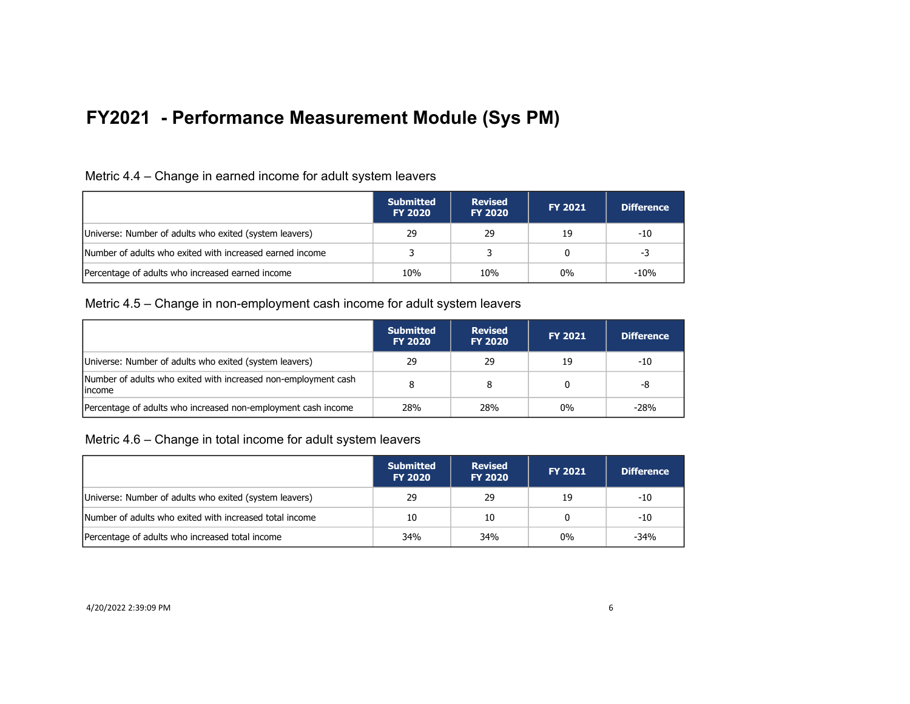# FY2021 - Performance Measurement Module (Sys PM)

## Metric 4.4 – Change in earned income for adult system leavers

| | Submitted FY 2020 | Revised FY 2020 | FY 2021 | Difference |
|---|---|---|---|---|
| Universe: Number of adults who exited (system leavers) | 29 | 29 | 19 | -10 |
| Number of adults who exited with increased earned income | 3 | 3 | 0 | -3 |
| Percentage of adults who increased earned income | 10% | 10% | 0% | -10% |

## Metric 4.5 – Change in non-employment cash income for adult system leavers

| | Submitted FY 2020 | Revised FY 2020 | FY 2021 | Difference |
|---|---|---|---|---|
| Universe: Number of adults who exited (system leavers) | 29 | 29 | 19 | -10 |
| Number of adults who exited with increased non-employment cash income | 8 | 8 | 0 | -8 |
| Percentage of adults who increased non-employment cash income | 28% | 28% | 0% | -28% |

## Metric 4.6 – Change in total income for adult system leavers

| | Submitted FY 2020 | Revised FY 2020 | FY 2021 | Difference |
|---|---|---|---|---|
| Universe: Number of adults who exited (system leavers) | 29 | 29 | 19 | -10 |
| Number of adults who exited with increased total income | 10 | 10 | 0 | -10 |
| Percentage of adults who increased total income | 34% | 34% | 0% | -34% |

4/20/2022 2:39:09 PM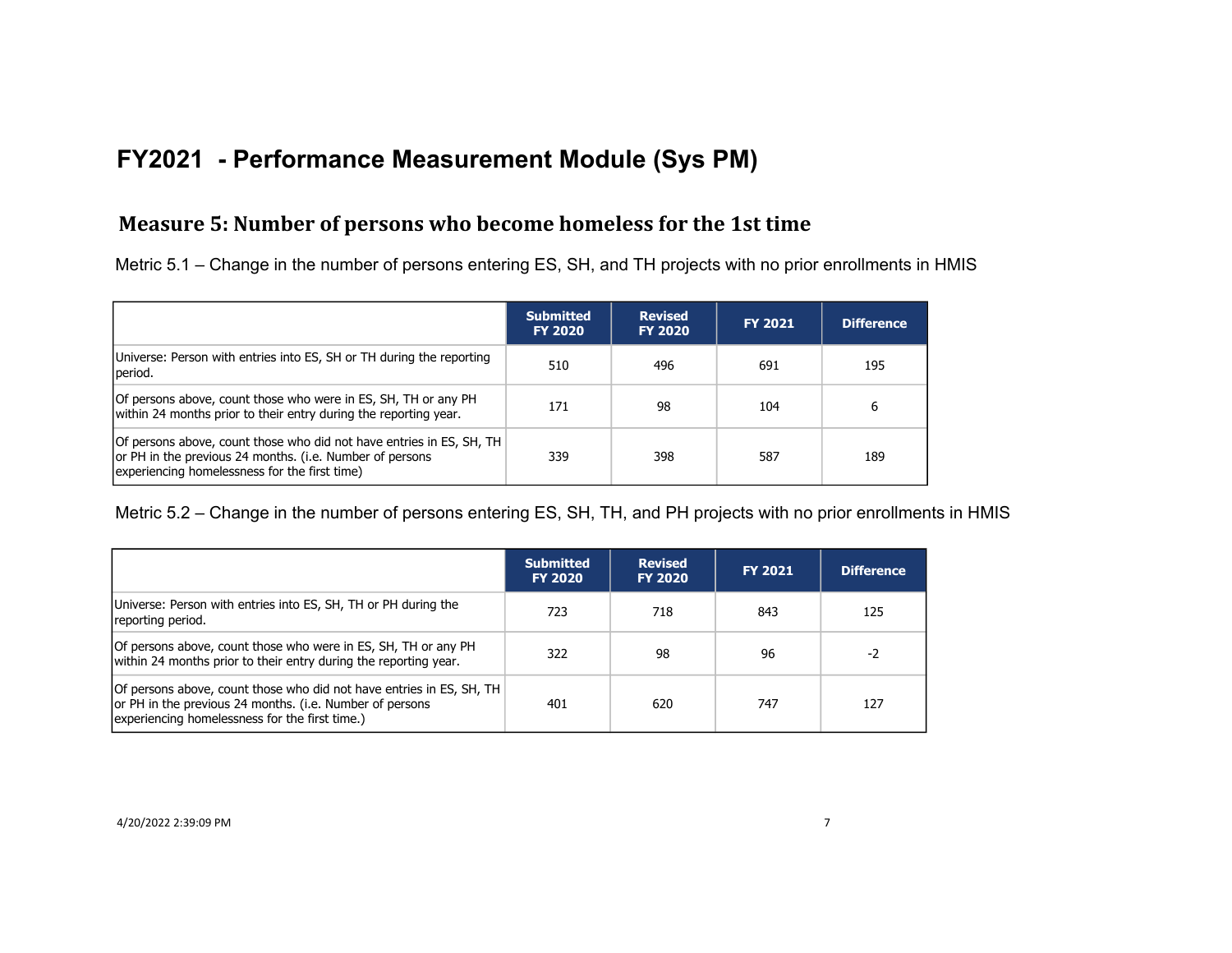# FY2021 - Performance Measurement Module (Sys PM)

## Measure 5: Number of persons who become homeless for the 1st time

Metric 5.1 – Change in the number of persons entering ES, SH, and TH projects with no prior enrollments in HMIS

| | Submitted FY 2020 | Revised FY 2020 | FY 2021 | Difference |
|---|---|---|---|---|
| Universe: Person with entries into ES, SH or TH during the reporting period. | 510 | 496 | 691 | 195 |
| Of persons above, count those who were in ES, SH, TH or any PH within 24 months prior to their entry during the reporting year. | 171 | 98 | 104 | 6 |
| Of persons above, count those who did not have entries in ES, SH, TH or PH in the previous 24 months. (i.e. Number of persons experiencing homelessness for the first time) | 339 | 398 | 587 | 189 |

Metric 5.2 – Change in the number of persons entering ES, SH, TH, and PH projects with no prior enrollments in HMIS

| | Submitted FY 2020 | Revised FY 2020 | FY 2021 | Difference |
|---|---|---|---|---|
| Universe: Person with entries into ES, SH, TH or PH during the reporting period. | 723 | 718 | 843 | 125 |
| Of persons above, count those who were in ES, SH, TH or any PH within 24 months prior to their entry during the reporting year. | 322 | 98 | 96 | -2 |
| Of persons above, count those who did not have entries in ES, SH, TH or PH in the previous 24 months. (i.e. Number of persons experiencing homelessness for the first time.) | 401 | 620 | 747 | 127 |

4/20/2022 2:39:09 PM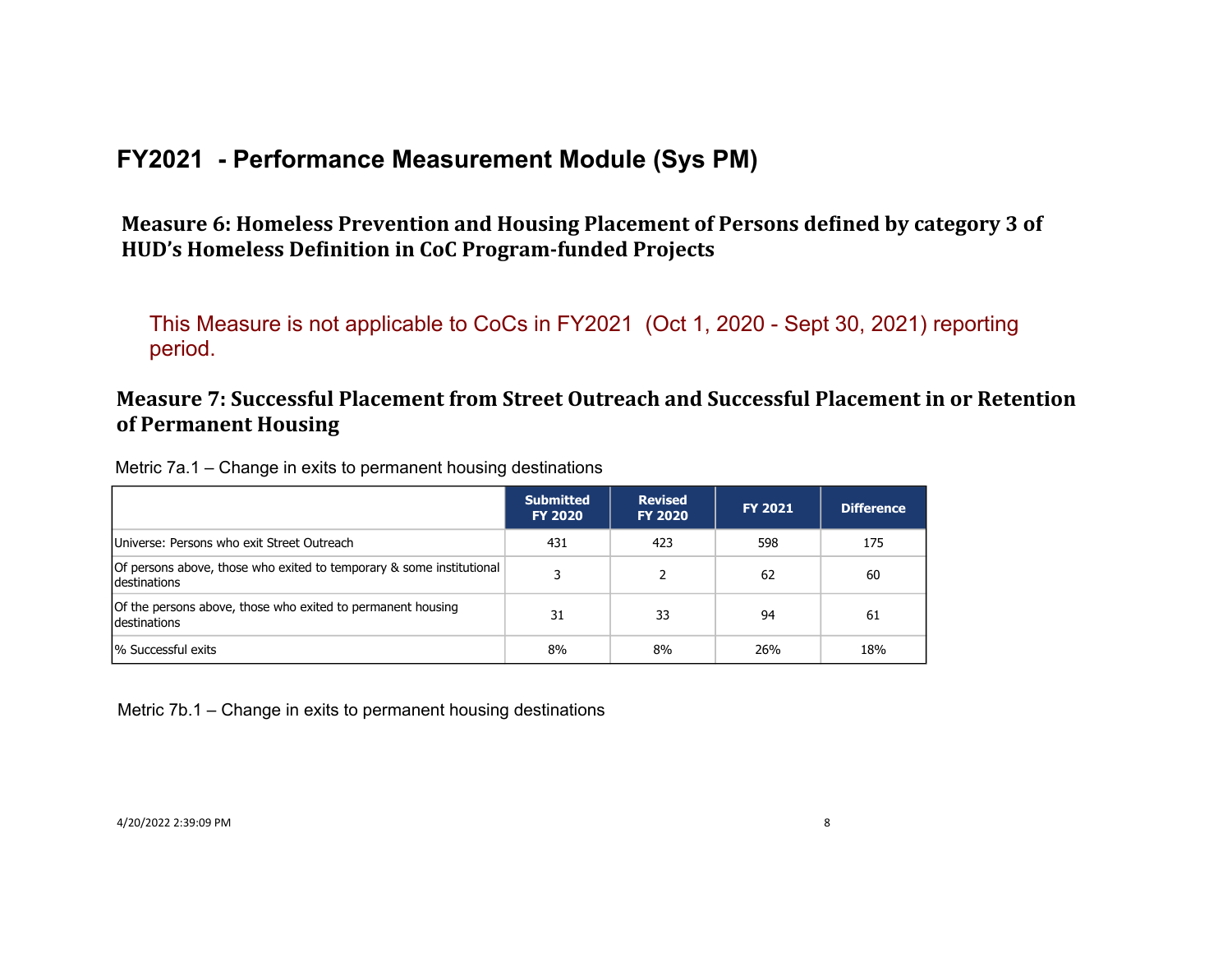# FY2021 - Performance Measurement Module (Sys PM)

## Measure 6: Homeless Prevention and Housing Placement of Persons defined by category 3 of HUD's Homeless Definition in CoC Program-funded Projects

This Measure is not applicable to CoCs in FY2021 (Oct 1, 2020 - Sept 30, 2021) reporting period.

## Measure 7: Successful Placement from Street Outreach and Successful Placement in or Retention of Permanent Housing

Metric 7a.1 – Change in exits to permanent housing destinations

| | Submitted FY 2020 | Revised FY 2020 | FY 2021 | Difference |
|---|---|---|---|---|
| Universe: Persons who exit Street Outreach | 431 | 423 | 598 | 175 |
| Of persons above, those who exited to temporary & some institutional destinations | 3 | 2 | 62 | 60 |
| Of the persons above, those who exited to permanent housing destinations | 31 | 33 | 94 | 61 |
| % Successful exits | 8% | 8% | 26% | 18% |

Metric 7b.1 – Change in exits to permanent housing destinations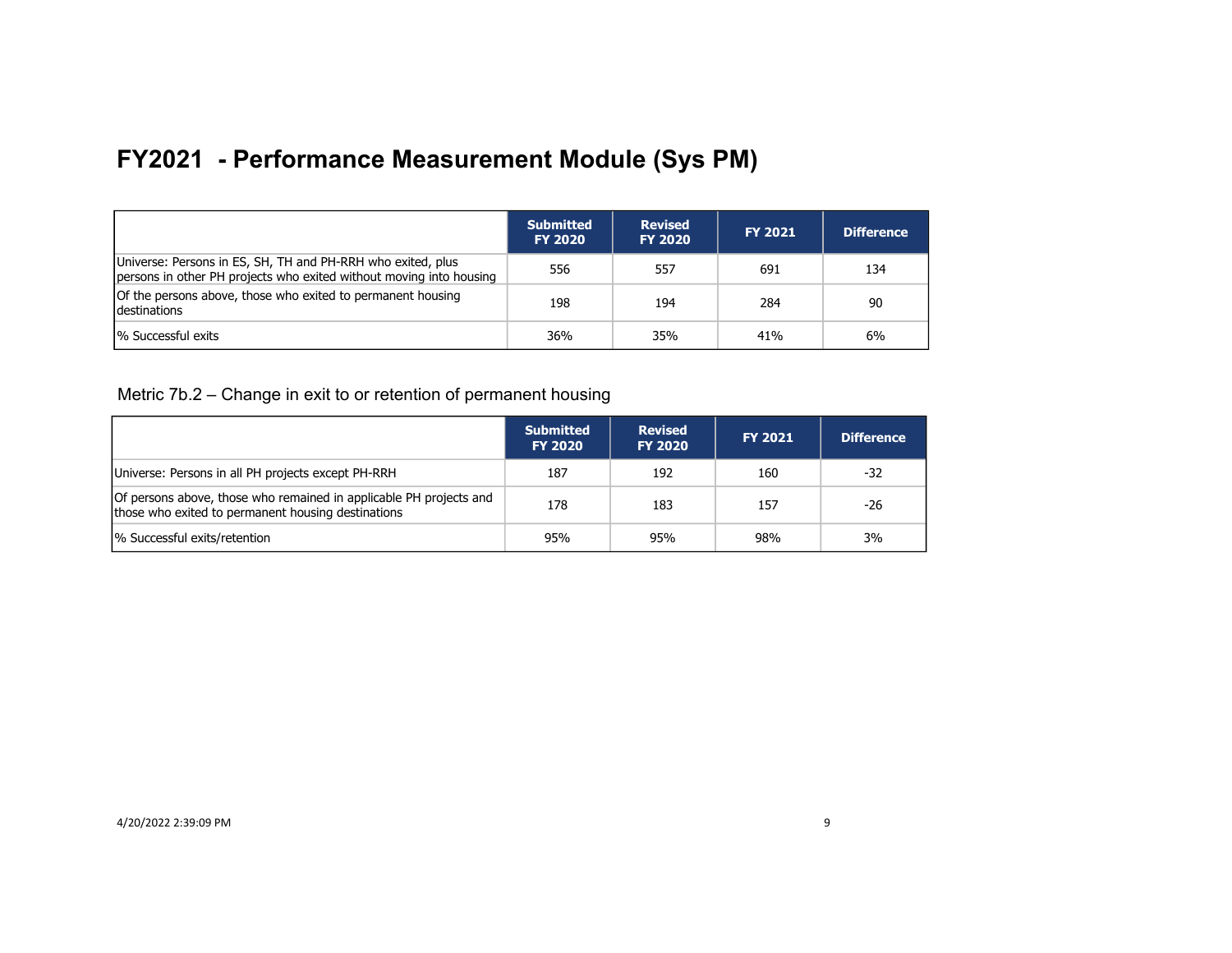# FY2021 - Performance Measurement Module (Sys PM)

| | Submitted FY 2020 | Revised FY 2020 | FY 2021 | Difference |
|---|---|---|---|---|
| Universe: Persons in ES, SH, TH and PH-RRH who exited, plus persons in other PH projects who exited without moving into housing | 556 | 557 | 691 | 134 |
| Of the persons above, those who exited to permanent housing destinations | 198 | 194 | 284 | 90 |
| % Successful exits | 36% | 35% | 41% | 6% |

Metric 7b.2 – Change in exit to or retention of permanent housing

| | Submitted FY 2020 | Revised FY 2020 | FY 2021 | Difference |
|---|---|---|---|---|
| Universe: Persons in all PH projects except PH-RRH | 187 | 192 | 160 | -32 |
| Of persons above, those who remained in applicable PH projects and those who exited to permanent housing destinations | 178 | 183 | 157 | -26 |
| % Successful exits/retention | 95% | 95% | 98% | 3% |

4/20/2022 2:39:09 PM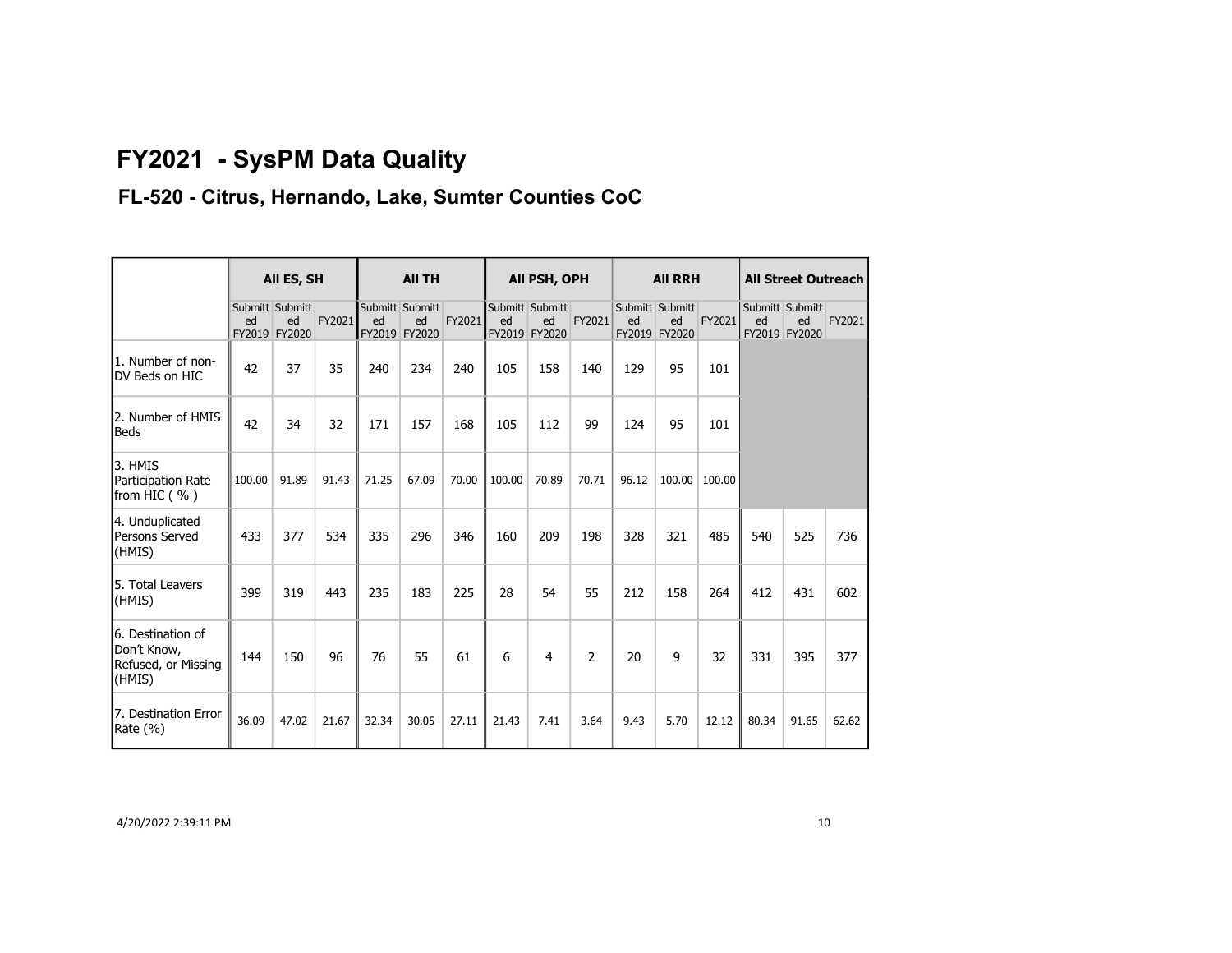# FY2021 - SysPM Data Quality

## FL-520 - Citrus, Hernando, Lake, Sumter Counties CoC

| | All ES, SH | | | All TH | | | All PSH, OPH | | | All RRH | | | All Street Outreach | | |
|---|---|---|---|---|---|---|---|---|---|---|---|---|---|---|---|
| | Submitted FY2019 | Submitted FY2020 | FY2021 | Submitted FY2019 | Submitted FY2020 | FY2021 | Submitted FY2019 | Submitted FY2020 | FY2021 | Submitted FY2019 | Submitted FY2020 | FY2021 | Submitted FY2019 | Submitted FY2020 | FY2021 |
| 1. Number of non-DV Beds on HIC | 42 | 37 | 35 | 240 | 234 | 240 | 105 | 158 | 140 | 129 | 95 | 101 | | | |
| 2. Number of HMIS Beds | 42 | 34 | 32 | 171 | 157 | 168 | 105 | 112 | 99 | 124 | 95 | 101 | | | |
| 3. HMIS Participation Rate from HIC ( % ) | 100.00 | 91.89 | 91.43 | 71.25 | 67.09 | 70.00 | 100.00 | 70.89 | 70.71 | 96.12 | 100.00 | 100.00 | | | |
| 4. Unduplicated Persons Served (HMIS) | 433 | 377 | 534 | 335 | 296 | 346 | 160 | 209 | 198 | 328 | 321 | 485 | 540 | 525 | 736 |
| 5. Total Leavers (HMIS) | 399 | 319 | 443 | 235 | 183 | 225 | 28 | 54 | 55 | 212 | 158 | 264 | 412 | 431 | 602 |
| 6. Destination of Don't Know, Refused, or Missing (HMIS) | 144 | 150 | 96 | 76 | 55 | 61 | 6 | 4 | 2 | 20 | 9 | 32 | 331 | 395 | 377 |
| 7. Destination Error Rate (%) | 36.09 | 47.02 | 21.67 | 32.34 | 30.05 | 27.11 | 21.43 | 7.41 | 3.64 | 9.43 | 5.70 | 12.12 | 80.34 | 91.65 | 62.62 |

4/20/2022 2:39:11 PM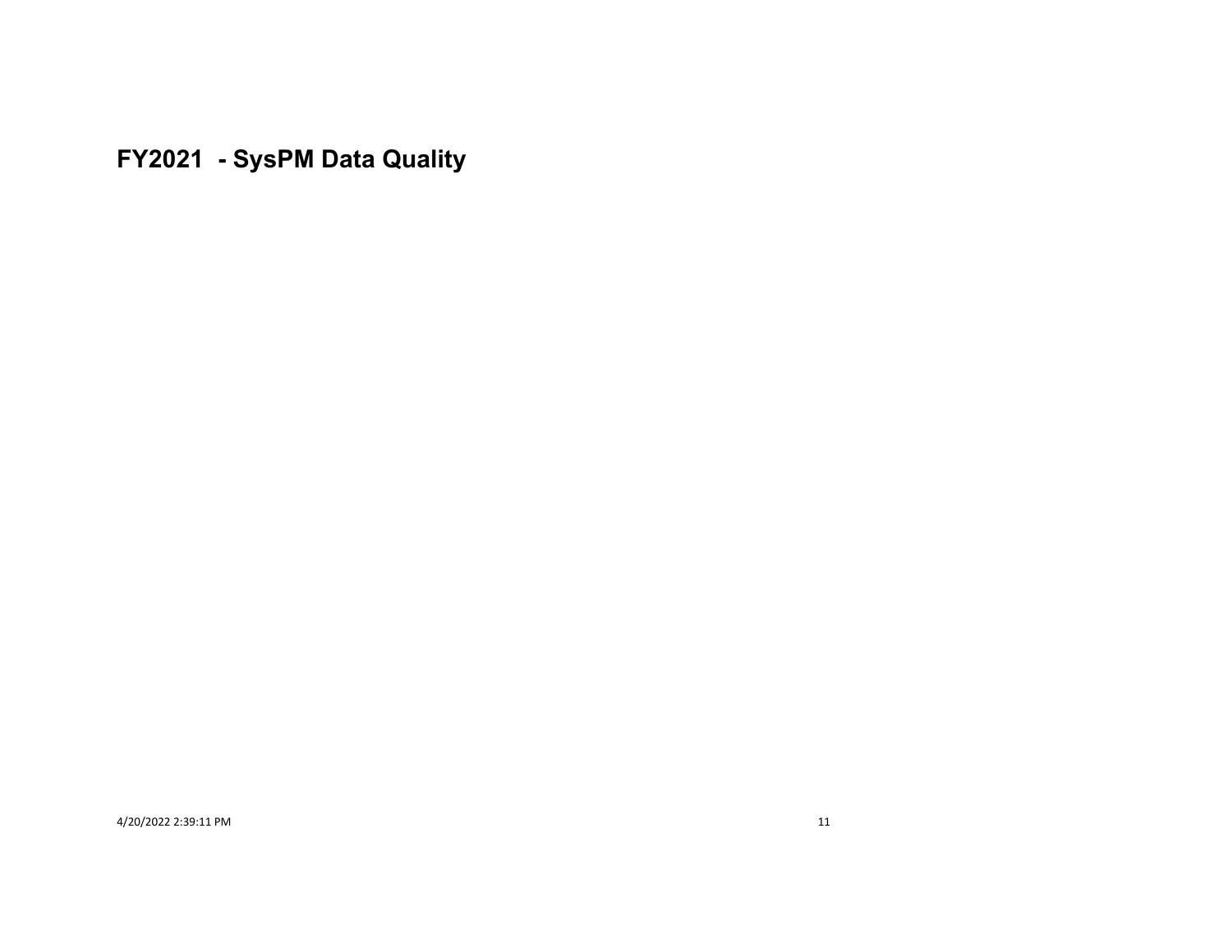# FY2021 - SysPM Data Quality